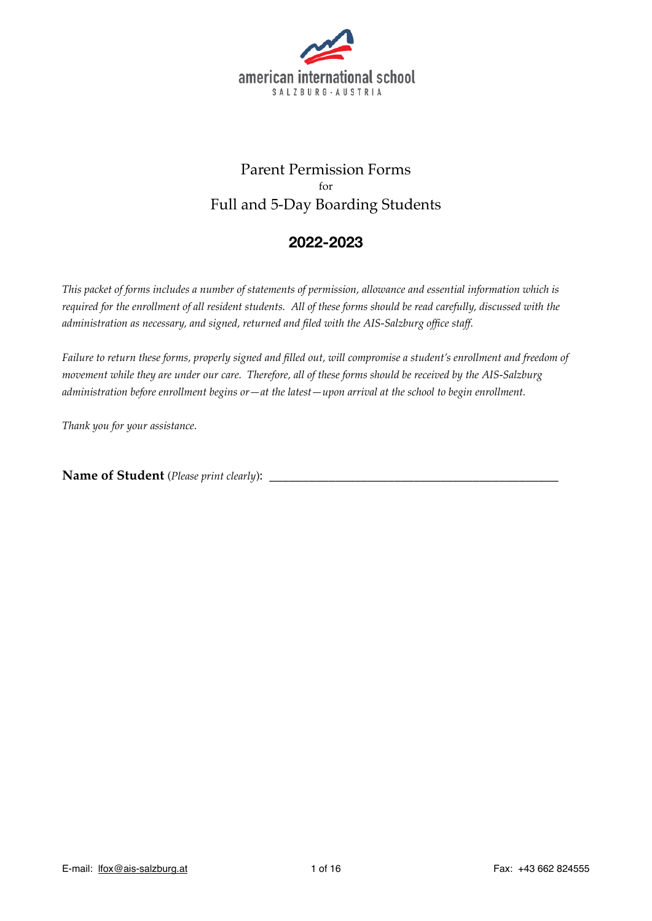american international school
SALZBURG · AUSTRIA

# Parent Permission Forms
for
# Full and 5-Day Boarding Students

## 2022-2023

*This packet of forms includes a number of statements of permission, allowance and essential information which is required for the enrollment of all resident students. All of these forms should be read carefully, discussed with the administration as necessary, and signed, returned and filed with the AIS-Salzburg office staff.*

*Failure to return these forms, properly signed and filled out, will compromise a student's enrollment and freedom of movement while they are under our care. Therefore, all of these forms should be received by the AIS-Salzburg administration before enrollment begins or—at the latest—upon arrival at the school to begin enrollment.*

*Thank you for your assistance.*

**Name of Student** (*Please print clearly*): _______________________________________________

E-mail: lfox@ais-salzburg.at

Fax: +43 662 824555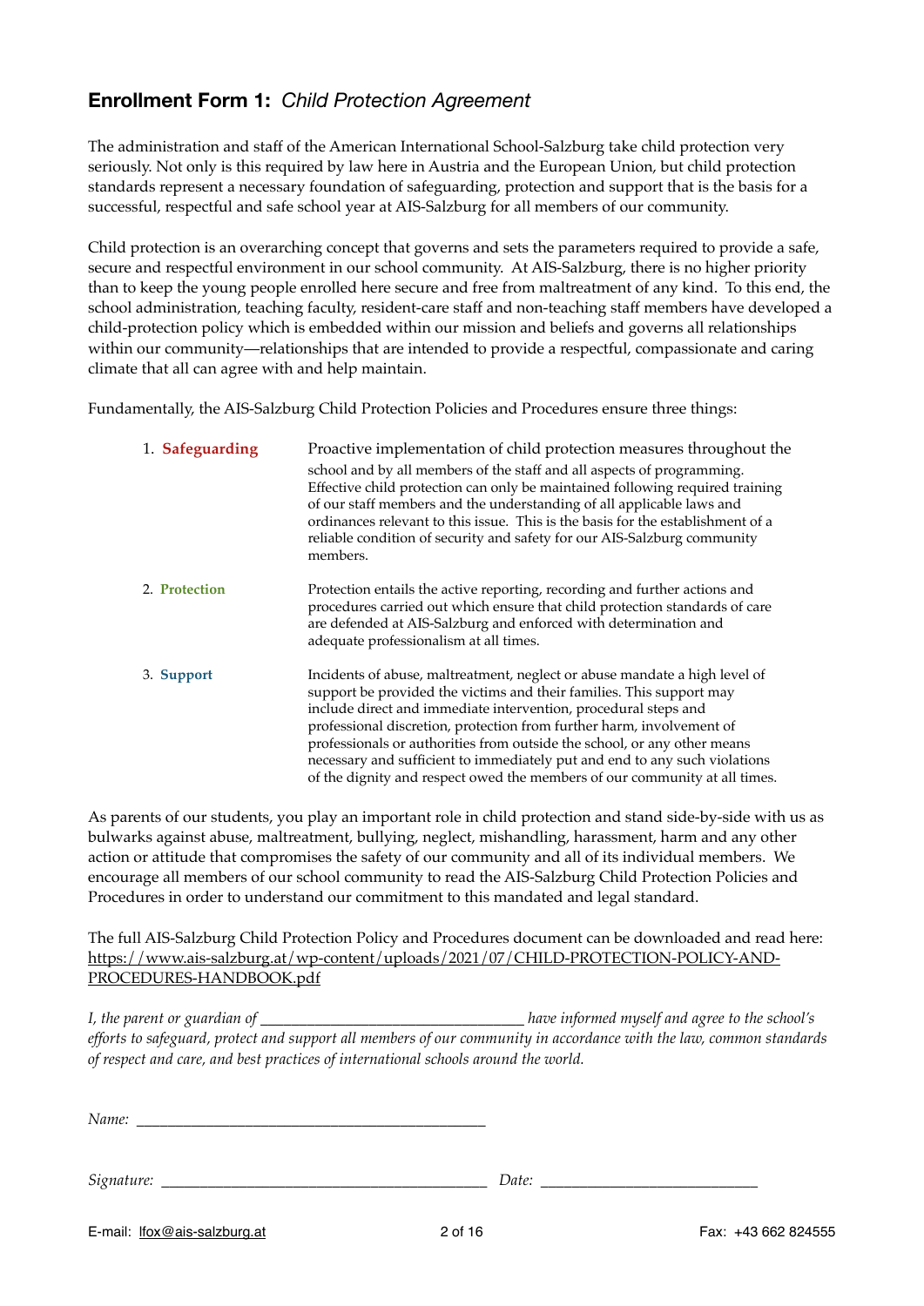## **Enrollment Form 1:** *Child Protection Agreement*

The administration and staff of the American International School-Salzburg take child protection very seriously. Not only is this required by law here in Austria and the European Union, but child protection standards represent a necessary foundation of safeguarding, protection and support that is the basis for a successful, respectful and safe school year at AIS-Salzburg for all members of our community.

Child protection is an overarching concept that governs and sets the parameters required to provide a safe, secure and respectful environment in our school community. At AIS-Salzburg, there is no higher priority than to keep the young people enrolled here secure and free from maltreatment of any kind. To this end, the school administration, teaching faculty, resident-care staff and non-teaching staff members have developed a child-protection policy which is embedded within our mission and beliefs and governs all relationships within our community—relationships that are intended to provide a respectful, compassionate and caring climate that all can agree with and help maintain.

Fundamentally, the AIS-Salzburg Child Protection Policies and Procedures ensure three things:

1. **Safeguarding** — Proactive implementation of child protection measures throughout the school and by all members of the staff and all aspects of programming. Effective child protection can only be maintained following required training of our staff members and the understanding of all applicable laws and ordinances relevant to this issue. This is the basis for the establishment of a reliable condition of security and safety for our AIS-Salzburg community members.

2. **Protection** — Protection entails the active reporting, recording and further actions and procedures carried out which ensure that child protection standards of care are defended at AIS-Salzburg and enforced with determination and adequate professionalism at all times.

3. **Support** — Incidents of abuse, maltreatment, neglect or abuse mandate a high level of support be provided the victims and their families. This support may include direct and immediate intervention, procedural steps and professional discretion, protection from further harm, involvement of professionals or authorities from outside the school, or any other means necessary and sufficient to immediately put and end to any such violations of the dignity and respect owed the members of our community at all times.

As parents of our students, you play an important role in child protection and stand side-by-side with us as bulwarks against abuse, maltreatment, bullying, neglect, mishandling, harassment, harm and any other action or attitude that compromises the safety of our community and all of its individual members. We encourage all members of our school community to read the AIS-Salzburg Child Protection Policies and Procedures in order to understand our commitment to this mandated and legal standard.

The full AIS-Salzburg Child Protection Policy and Procedures document can be downloaded and read here: https://www.ais-salzburg.at/wp-content/uploads/2021/07/CHILD-PROTECTION-POLICY-AND-PROCEDURES-HANDBOOK.pdf

*I, the parent or guardian of \_\_\_\_\_\_\_\_\_\_\_\_\_\_\_\_\_\_\_\_\_\_\_\_\_\_\_\_\_\_\_\_\_ have informed myself and agree to the school's efforts to safeguard, protect and support all members of our community in accordance with the law, common standards of respect and care, and best practices of international schools around the world.*

*Name:* \_\_\_\_\_\_\_\_\_\_\_\_\_\_\_\_\_\_\_\_\_\_\_\_\_\_\_\_\_\_\_\_\_\_\_\_\_\_\_\_\_\_\_\_

*Signature:* \_\_\_\_\_\_\_\_\_\_\_\_\_\_\_\_\_\_\_\_\_\_\_\_\_\_\_\_\_\_\_\_\_\_\_\_\_\_\_\_\_ *Date:* \_\_\_\_\_\_\_\_\_\_\_\_\_\_\_\_\_\_\_\_\_\_\_\_\_\_\_\_

E-mail: lfox@ais-salzburg.at Fax: +43 662 824555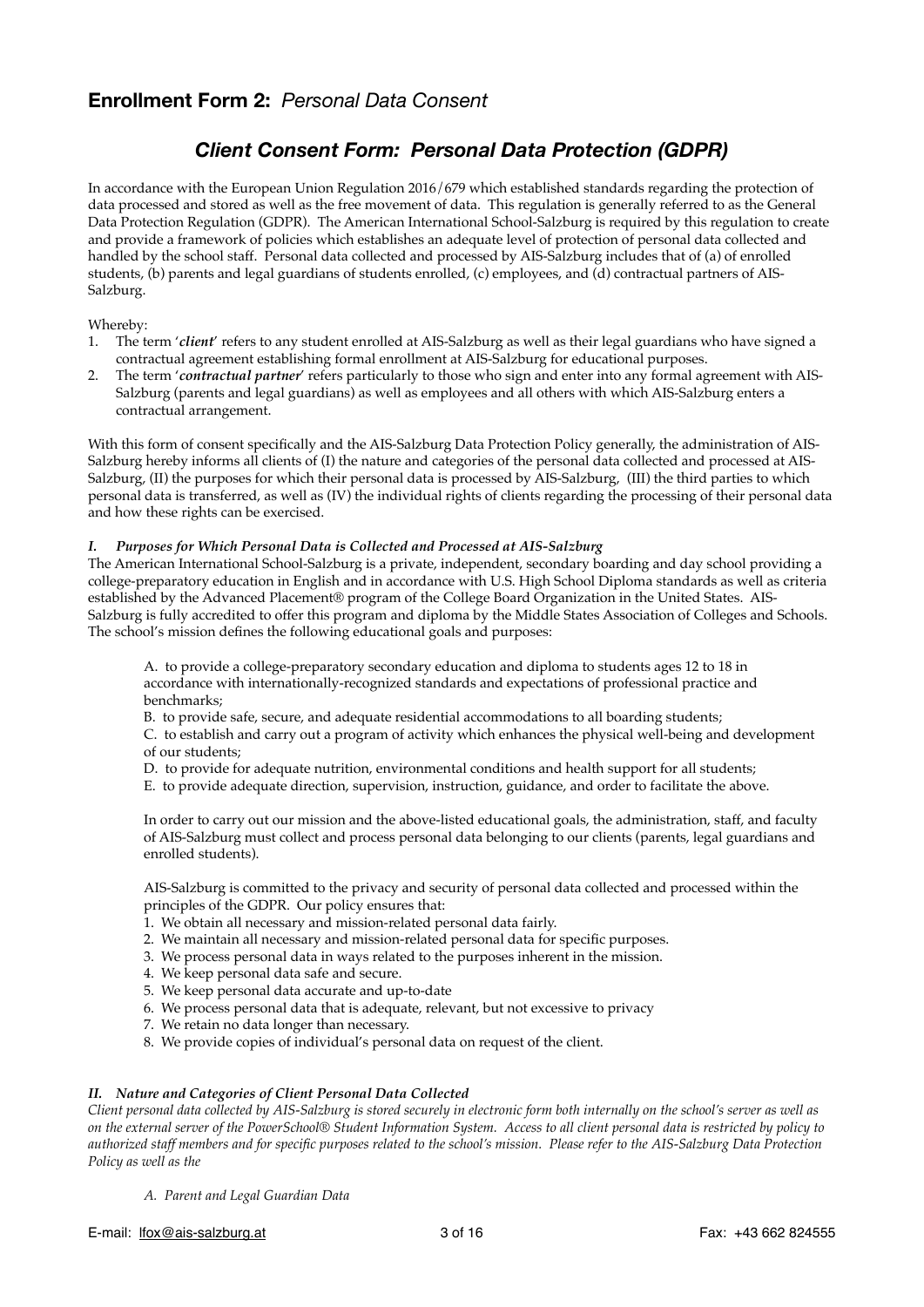## **Enrollment Form 2:** *Personal Data Consent*

### ***Client Consent Form: Personal Data Protection (GDPR)***

In accordance with the European Union Regulation 2016/679 which established standards regarding the protection of data processed and stored as well as the free movement of data. This regulation is generally referred to as the General Data Protection Regulation (GDPR). The American International School-Salzburg is required by this regulation to create and provide a framework of policies which establishes an adequate level of protection of personal data collected and handled by the school staff. Personal data collected and processed by AIS-Salzburg includes that of (a) of enrolled students, (b) parents and legal guardians of students enrolled, (c) employees, and (d) contractual partners of AIS-Salzburg.

Whereby:

1. The term '***client***' refers to any student enrolled at AIS-Salzburg as well as their legal guardians who have signed a contractual agreement establishing formal enrollment at AIS-Salzburg for educational purposes.
2. The term '***contractual partner***' refers particularly to those who sign and enter into any formal agreement with AIS-Salzburg (parents and legal guardians) as well as employees and all others with which AIS-Salzburg enters a contractual arrangement.

With this form of consent specifically and the AIS-Salzburg Data Protection Policy generally, the administration of AIS-Salzburg hereby informs all clients of (I) the nature and categories of the personal data collected and processed at AIS-Salzburg, (II) the purposes for which their personal data is processed by AIS-Salzburg, (III) the third parties to which personal data is transferred, as well as (IV) the individual rights of clients regarding the processing of their personal data and how these rights can be exercised.

***I. Purposes for Which Personal Data is Collected and Processed at AIS-Salzburg***

The American International School-Salzburg is a private, independent, secondary boarding and day school providing a college-preparatory education in English and in accordance with U.S. High School Diploma standards as well as criteria established by the Advanced Placement® program of the College Board Organization in the United States. AIS-Salzburg is fully accredited to offer this program and diploma by the Middle States Association of Colleges and Schools. The school's mission defines the following educational goals and purposes:

A. to provide a college-preparatory secondary education and diploma to students ages 12 to 18 in accordance with internationally-recognized standards and expectations of professional practice and benchmarks;

B. to provide safe, secure, and adequate residential accommodations to all boarding students;

C. to establish and carry out a program of activity which enhances the physical well-being and development of our students;

D. to provide for adequate nutrition, environmental conditions and health support for all students;

E. to provide adequate direction, supervision, instruction, guidance, and order to facilitate the above.

In order to carry out our mission and the above-listed educational goals, the administration, staff, and faculty of AIS-Salzburg must collect and process personal data belonging to our clients (parents, legal guardians and enrolled students).

AIS-Salzburg is committed to the privacy and security of personal data collected and processed within the principles of the GDPR. Our policy ensures that:

1. We obtain all necessary and mission-related personal data fairly.
2. We maintain all necessary and mission-related personal data for specific purposes.
3. We process personal data in ways related to the purposes inherent in the mission.
4. We keep personal data safe and secure.
5. We keep personal data accurate and up-to-date
6. We process personal data that is adequate, relevant, but not excessive to privacy
7. We retain no data longer than necessary.
8. We provide copies of individual's personal data on request of the client.

***II. Nature and Categories of Client Personal Data Collected***

*Client personal data collected by AIS-Salzburg is stored securely in electronic form both internally on the school's server as well as on the external server of the PowerSchool® Student Information System. Access to all client personal data is restricted by policy to authorized staff members and for specific purposes related to the school's mission. Please refer to the AIS-Salzburg Data Protection Policy as well as the*

*A. Parent and Legal Guardian Data*

E-mail: lfox@ais-salzburg.at Fax: +43 662 824555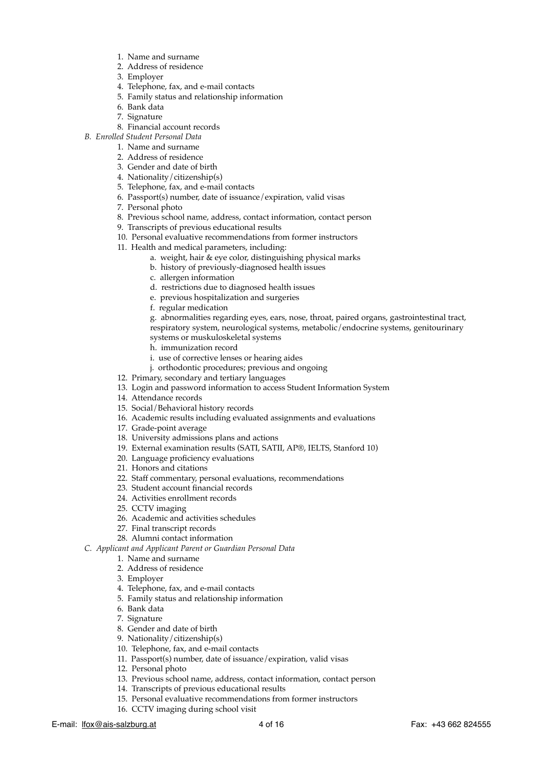1. Name and surname
2. Address of residence
3. Employer
4. Telephone, fax, and e-mail contacts
5. Family status and relationship information
6. Bank data
7. Signature
8. Financial account records

*B. Enrolled Student Personal Data*

1. Name and surname
2. Address of residence
3. Gender and date of birth
4. Nationality/citizenship(s)
5. Telephone, fax, and e-mail contacts
6. Passport(s) number, date of issuance/expiration, valid visas
7. Personal photo
8. Previous school name, address, contact information, contact person
9. Transcripts of previous educational results
10. Personal evaluative recommendations from former instructors
11. Health and medical parameters, including:
    a. weight, hair & eye color, distinguishing physical marks
    b. history of previously-diagnosed health issues
    c. allergen information
    d. restrictions due to diagnosed health issues
    e. previous hospitalization and surgeries
    f. regular medication
    g. abnormalities regarding eyes, ears, nose, throat, paired organs, gastrointestinal tract, respiratory system, neurological systems, metabolic/endocrine systems, genitourinary systems or muskuloskeletal systems
    h. immunization record
    i. use of corrective lenses or hearing aides
    j. orthodontic procedures; previous and ongoing
12. Primary, secondary and tertiary languages
13. Login and password information to access Student Information System
14. Attendance records
15. Social/Behavioral history records
16. Academic results including evaluated assignments and evaluations
17. Grade-point average
18. University admissions plans and actions
19. External examination results (SATI, SATII, AP®, IELTS, Stanford 10)
20. Language proficiency evaluations
21. Honors and citations
22. Staff commentary, personal evaluations, recommendations
23. Student account financial records
24. Activities enrollment records
25. CCTV imaging
26. Academic and activities schedules
27. Final transcript records
28. Alumni contact information

*C. Applicant and Applicant Parent or Guardian Personal Data*

1. Name and surname
2. Address of residence
3. Employer
4. Telephone, fax, and e-mail contacts
5. Family status and relationship information
6. Bank data
7. Signature
8. Gender and date of birth
9. Nationality/citizenship(s)
10. Telephone, fax, and e-mail contacts
11. Passport(s) number, date of issuance/expiration, valid visas
12. Personal photo
13. Previous school name, address, contact information, contact person
14. Transcripts of previous educational results
15. Personal evaluative recommendations from former instructors
16. CCTV imaging during school visit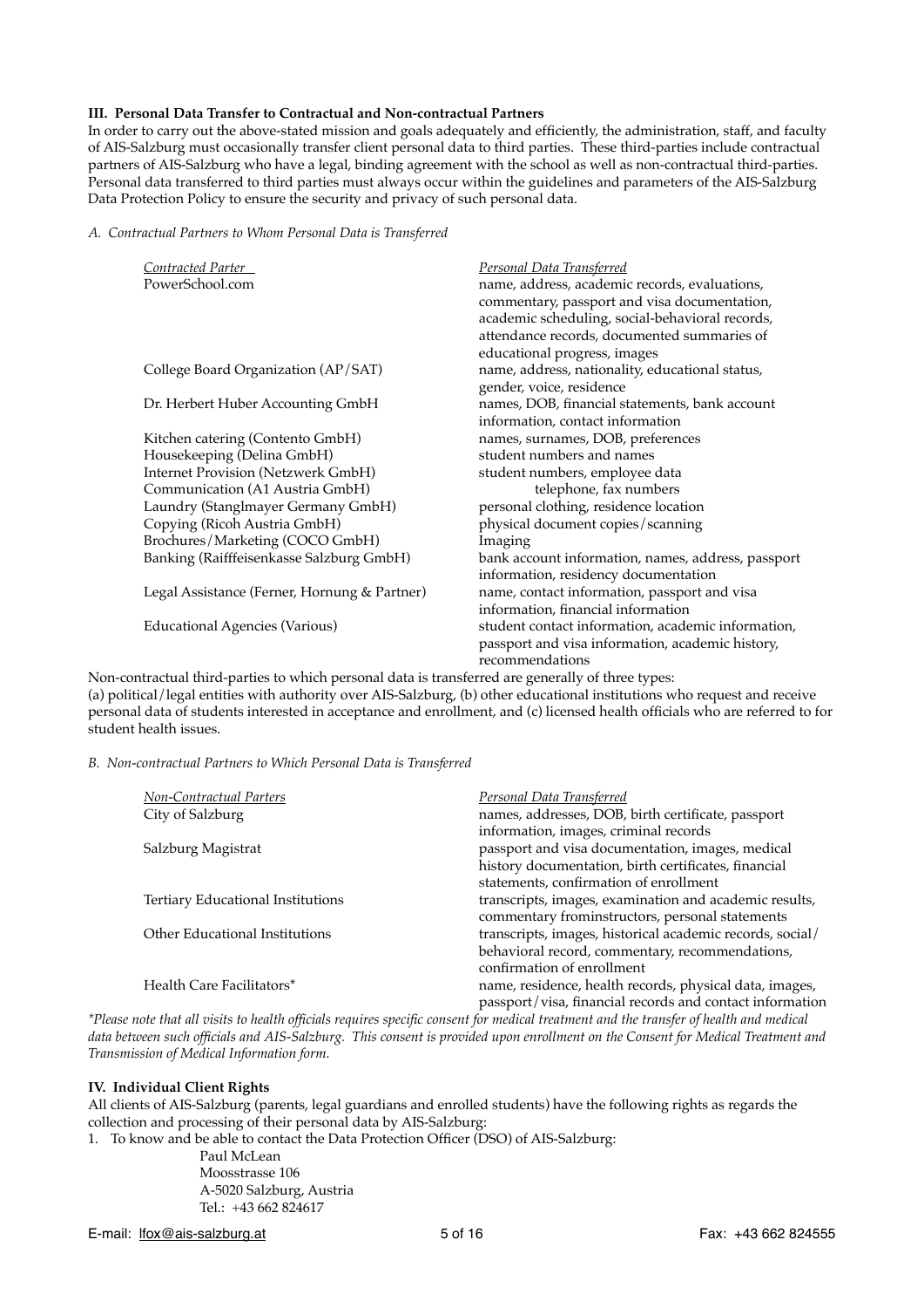**III. Personal Data Transfer to Contractual and Non-contractual Partners**

In order to carry out the above-stated mission and goals adequately and efficiently, the administration, staff, and faculty of AIS-Salzburg must occasionally transfer client personal data to third parties. These third-parties include contractual partners of AIS-Salzburg who have a legal, binding agreement with the school as well as non-contractual third-parties. Personal data transferred to third parties must always occur within the guidelines and parameters of the AIS-Salzburg Data Protection Policy to ensure the security and privacy of such personal data.

*A. Contractual Partners to Whom Personal Data is Transferred*

| *Contracted Parter* | *Personal Data Transferred* |
|---|---|
| PowerSchool.com | name, address, academic records, evaluations, commentary, passport and visa documentation, academic scheduling, social-behavioral records, attendance records, documented summaries of educational progress, images |
| College Board Organization (AP/SAT) | name, address, nationality, educational status, gender, voice, residence |
| Dr. Herbert Huber Accounting GmbH | names, DOB, financial statements, bank account information, contact information |
| Kitchen catering (Contento GmbH) | names, surnames, DOB, preferences |
| Housekeeping (Delina GmbH) | student numbers and names |
| Internet Provision (Netzwerk GmbH) | student numbers, employee data |
| Communication (A1 Austria GmbH) | telephone, fax numbers |
| Laundry (Stanglmayer Germany GmbH) | personal clothing, residence location |
| Copying (Ricoh Austria GmbH) | physical document copies/scanning |
| Brochures/Marketing (COCO GmbH) | Imaging |
| Banking (Raifffeisenkasse Salzburg GmbH) | bank account information, names, address, passport information, residency documentation |
| Legal Assistance (Ferner, Hornung & Partner) | name, contact information, passport and visa information, financial information |
| Educational Agencies (Various) | student contact information, academic information, passport and visa information, academic history, recommendations |

Non-contractual third-parties to which personal data is transferred are generally of three types:
(a) political/legal entities with authority over AIS-Salzburg, (b) other educational institutions who request and receive personal data of students interested in acceptance and enrollment, and (c) licensed health officials who are referred to for student health issues.

*B. Non-contractual Partners to Which Personal Data is Transferred*

| *Non-Contractual Parters* | *Personal Data Transferred* |
|---|---|
| City of Salzburg | names, addresses, DOB, birth certificate, passport information, images, criminal records |
| Salzburg Magistrat | passport and visa documentation, images, medical history documentation, birth certificates, financial statements, confirmation of enrollment |
| Tertiary Educational Institutions | transcripts, images, examination and academic results, commentary frominstructors, personal statements |
| Other Educational Institutions | transcripts, images, historical academic records, social/behavioral record, commentary, recommendations, confirmation of enrollment |
| Health Care Facilitators* | name, residence, health records, physical data, images, passport/visa, financial records and contact information |

*\*Please note that all visits to health officials requires specific consent for medical treatment and the transfer of health and medical data between such officials and AIS-Salzburg. This consent is provided upon enrollment on the Consent for Medical Treatment and Transmission of Medical Information form.*

**IV. Individual Client Rights**

All clients of AIS-Salzburg (parents, legal guardians and enrolled students) have the following rights as regards the collection and processing of their personal data by AIS-Salzburg:

1. To know and be able to contact the Data Protection Officer (DSO) of AIS-Salzburg:

   Paul McLean
   Moosstrasse 106
   A-5020 Salzburg, Austria
   Tel.: +43 662 824617

E-mail: lfox@ais-salzburg.at

Fax: +43 662 824555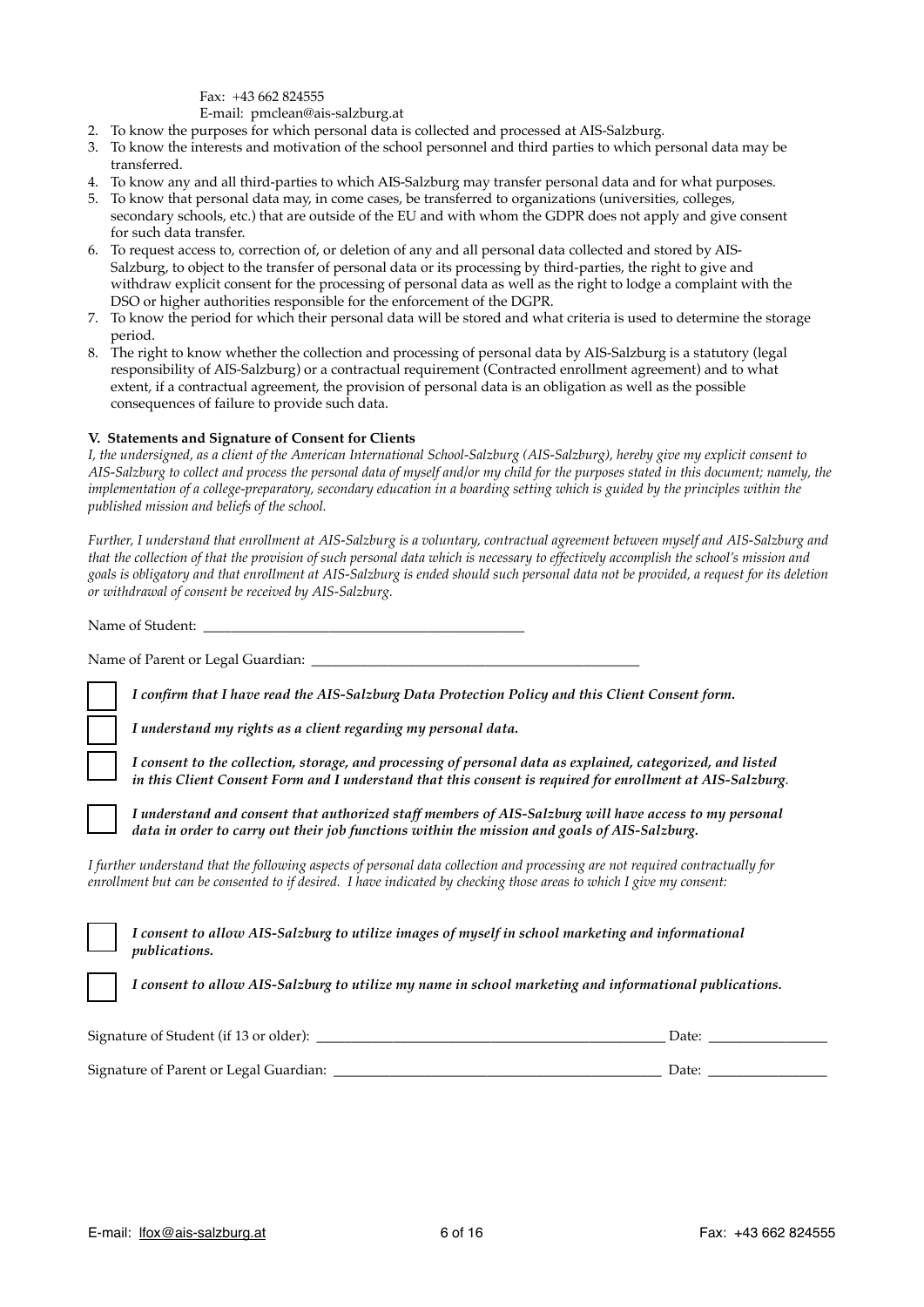Fax: +43 662 824555
E-mail: pmclean@ais-salzburg.at

2. To know the purposes for which personal data is collected and processed at AIS-Salzburg.
3. To know the interests and motivation of the school personnel and third parties to which personal data may be transferred.
4. To know any and all third-parties to which AIS-Salzburg may transfer personal data and for what purposes.
5. To know that personal data may, in come cases, be transferred to organizations (universities, colleges, secondary schools, etc.) that are outside of the EU and with whom the GDPR does not apply and give consent for such data transfer.
6. To request access to, correction of, or deletion of any and all personal data collected and stored by AIS-Salzburg, to object to the transfer of personal data or its processing by third-parties, the right to give and withdraw explicit consent for the processing of personal data as well as the right to lodge a complaint with the DSO or higher authorities responsible for the enforcement of the DGPR.
7. To know the period for which their personal data will be stored and what criteria is used to determine the storage period.
8. The right to know whether the collection and processing of personal data by AIS-Salzburg is a statutory (legal responsibility of AIS-Salzburg) or a contractual requirement (Contracted enrollment agreement) and to what extent, if a contractual agreement, the provision of personal data is an obligation as well as the possible consequences of failure to provide such data.

**V. Statements and Signature of Consent for Clients**

*I, the undersigned, as a client of the American International School-Salzburg (AIS-Salzburg), hereby give my explicit consent to AIS-Salzburg to collect and process the personal data of myself and/or my child for the purposes stated in this document; namely, the implementation of a college-preparatory, secondary education in a boarding setting which is guided by the principles within the published mission and beliefs of the school.*

*Further, I understand that enrollment at AIS-Salzburg is a voluntary, contractual agreement between myself and AIS-Salzburg and that the collection of that the provision of such personal data which is necessary to effectively accomplish the school's mission and goals is obligatory and that enrollment at AIS-Salzburg is ended should such personal data not be provided, a request for its deletion or withdrawal of consent be received by AIS-Salzburg.*

Name of Student: ____________________________________________

Name of Parent or Legal Guardian: ____________________________________________

☐ ***I confirm that I have read the AIS-Salzburg Data Protection Policy and this Client Consent form.***

☐ ***I understand my rights as a client regarding my personal data.***

☐ ***I consent to the collection, storage, and processing of personal data as explained, categorized, and listed in this Client Consent Form and I understand that this consent is required for enrollment at AIS-Salzburg.***

☐ ***I understand and consent that authorized staff members of AIS-Salzburg will have access to my personal data in order to carry out their job functions within the mission and goals of AIS-Salzburg.***

*I further understand that the following aspects of personal data collection and processing are not required contractually for enrollment but can be consented to if desired. I have indicated by checking those areas to which I give my consent:*

☐ ***I consent to allow AIS-Salzburg to utilize images of myself in school marketing and informational publications.***

☐ ***I consent to allow AIS-Salzburg to utilize my name in school marketing and informational publications.***

Signature of Student (if 13 or older): ____________________________________________ Date: ________________

Signature of Parent or Legal Guardian: ____________________________________________ Date: ________________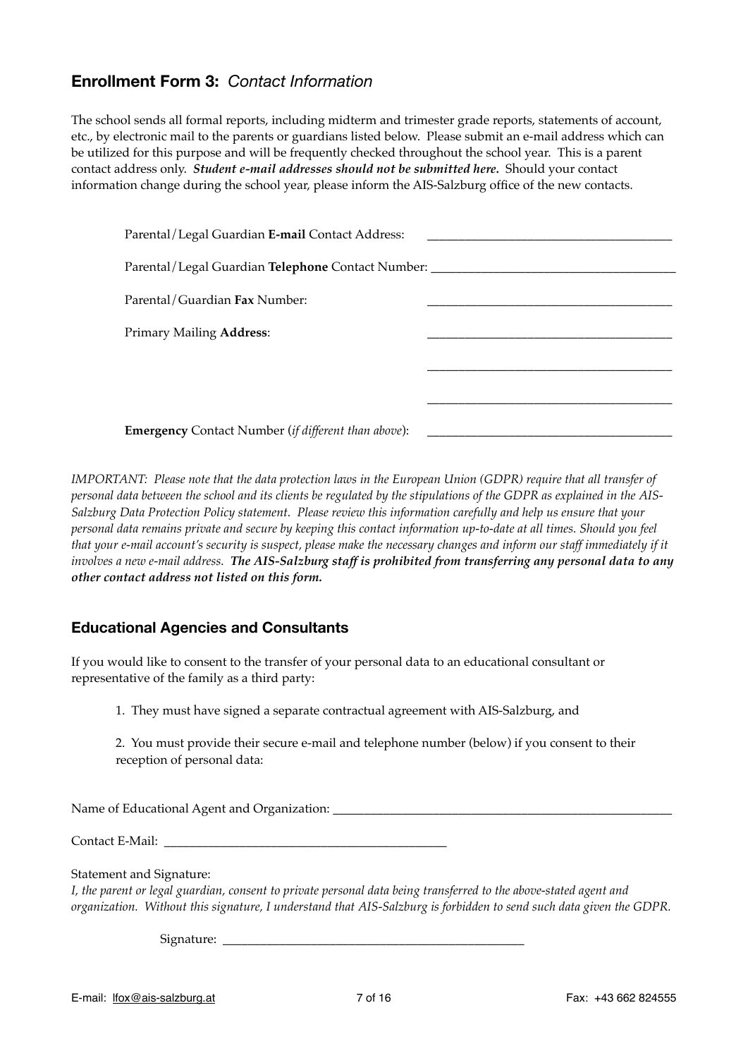## **Enrollment Form 3:** *Contact Information*

The school sends all formal reports, including midterm and trimester grade reports, statements of account, etc., by electronic mail to the parents or guardians listed below. Please submit an e-mail address which can be utilized for this purpose and will be frequently checked throughout the school year. This is a parent contact address only. ***Student e-mail addresses should not be submitted here.*** Should your contact information change during the school year, please inform the AIS-Salzburg office of the new contacts.

Parental/Legal Guardian **E-mail** Contact Address: ______________________________________

Parental/Legal Guardian **Telephone** Contact Number: ______________________________________

Parental/Guardian **Fax** Number: ______________________________________

Primary Mailing **Address**: ______________________________________

______________________________________

______________________________________

**Emergency** Contact Number (*if different than above*): ______________________________________

*IMPORTANT: Please note that the data protection laws in the European Union (GDPR) require that all transfer of personal data between the school and its clients be regulated by the stipulations of the GDPR as explained in the AIS-Salzburg Data Protection Policy statement. Please review this information carefully and help us ensure that your personal data remains private and secure by keeping this contact information up-to-date at all times. Should you feel that your e-mail account's security is suspect, please make the necessary changes and inform our staff immediately if it involves a new e-mail address.* ***The AIS-Salzburg staff is prohibited from transferring any personal data to any other contact address not listed on this form.***

### **Educational Agencies and Consultants**

If you would like to consent to the transfer of your personal data to an educational consultant or representative of the family as a third party:

1. They must have signed a separate contractual agreement with AIS-Salzburg, and

2. You must provide their secure e-mail and telephone number (below) if you consent to their reception of personal data:

Name of Educational Agent and Organization: ______________________________________________________

Contact E-Mail: ____________________________________________

Statement and Signature:
*I, the parent or legal guardian, consent to private personal data being transferred to the above-stated agent and organization. Without this signature, I understand that AIS-Salzburg is forbidden to send such data given the GDPR.*

Signature: _______________________________________________

E-mail: lfox@ais-salzburg.at Fax: +43 662 824555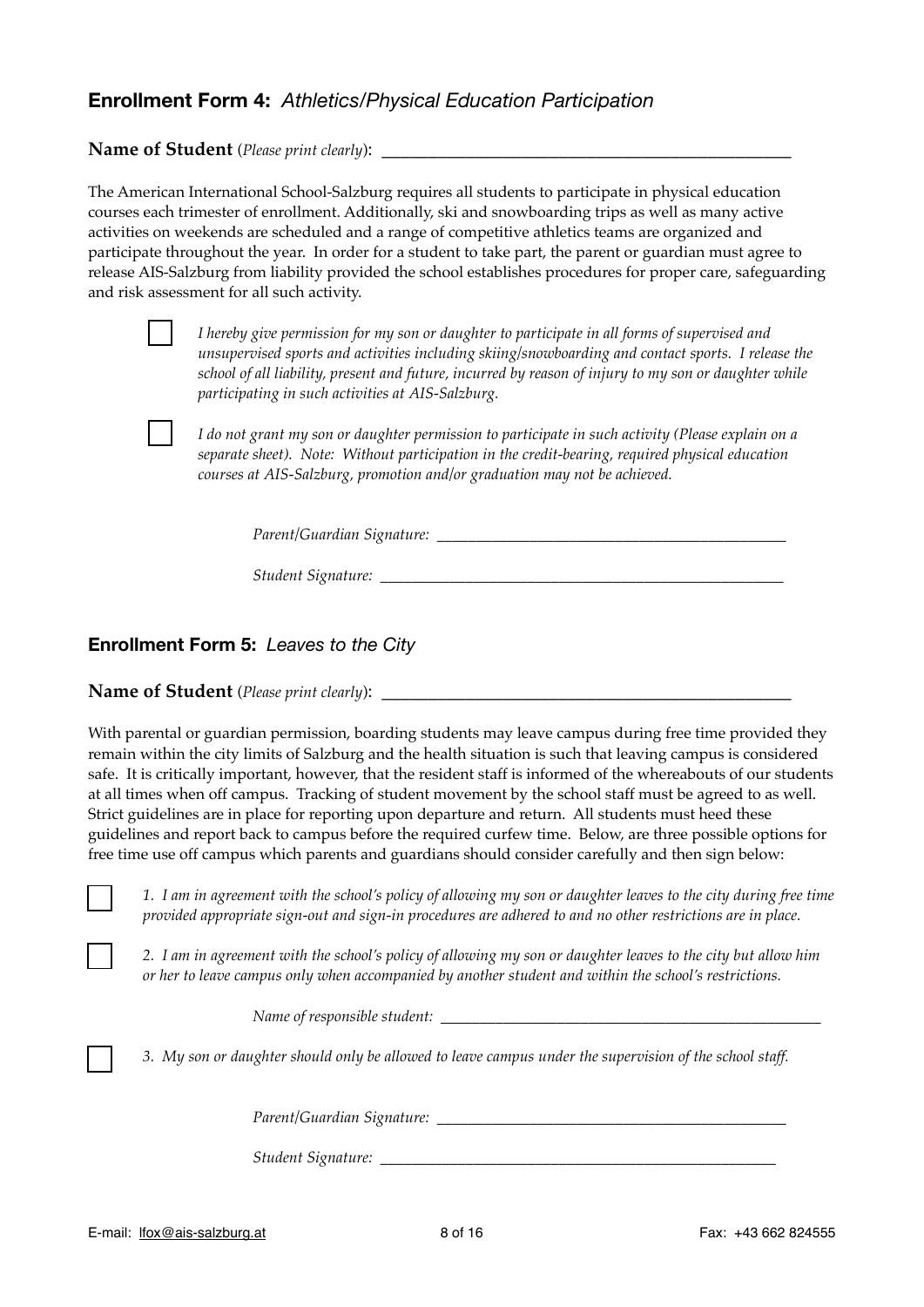## **Enrollment Form 4:** *Athletics/Physical Education Participation*

**Name of Student** (*Please print clearly*): ________________________________________________

The American International School-Salzburg requires all students to participate in physical education courses each trimester of enrollment. Additionally, ski and snowboarding trips as well as many active activities on weekends are scheduled and a range of competitive athletics teams are organized and participate throughout the year. In order for a student to take part, the parent or guardian must agree to release AIS-Salzburg from liability provided the school establishes procedures for proper care, safeguarding and risk assessment for all such activity.

☐ *I hereby give permission for my son or daughter to participate in all forms of supervised and unsupervised sports and activities including skiing/snowboarding and contact sports. I release the school of all liability, present and future, incurred by reason of injury to my son or daughter while participating in such activities at AIS-Salzburg.*

☐ *I do not grant my son or daughter permission to participate in such activity (Please explain on a separate sheet). Note: Without participation in the credit-bearing, required physical education courses at AIS-Salzburg, promotion and/or graduation may not be achieved.*

*Parent/Guardian Signature:* ____________________________________________

*Student Signature:* ____________________________________________________

## **Enrollment Form 5:** *Leaves to the City*

**Name of Student** (*Please print clearly*): ________________________________________________

With parental or guardian permission, boarding students may leave campus during free time provided they remain within the city limits of Salzburg and the health situation is such that leaving campus is considered safe. It is critically important, however, that the resident staff is informed of the whereabouts of our students at all times when off campus. Tracking of student movement by the school staff must be agreed to as well. Strict guidelines are in place for reporting upon departure and return. All students must heed these guidelines and report back to campus before the required curfew time. Below, are three possible options for free time use off campus which parents and guardians should consider carefully and then sign below:

☐ *1. I am in agreement with the school's policy of allowing my son or daughter leaves to the city during free time provided appropriate sign-out and sign-in procedures are adhered to and no other restrictions are in place.*

☐ *2. I am in agreement with the school's policy of allowing my son or daughter leaves to the city but allow him or her to leave campus only when accompanied by another student and within the school's restrictions.*

*Name of responsible student:* ________________________________________________

☐ *3. My son or daughter should only be allowed to leave campus under the supervision of the school staff.*

*Parent/Guardian Signature:* ____________________________________________

*Student Signature:* ____________________________________________________

E-mail: lfox@ais-salzburg.at Fax: +43 662 824555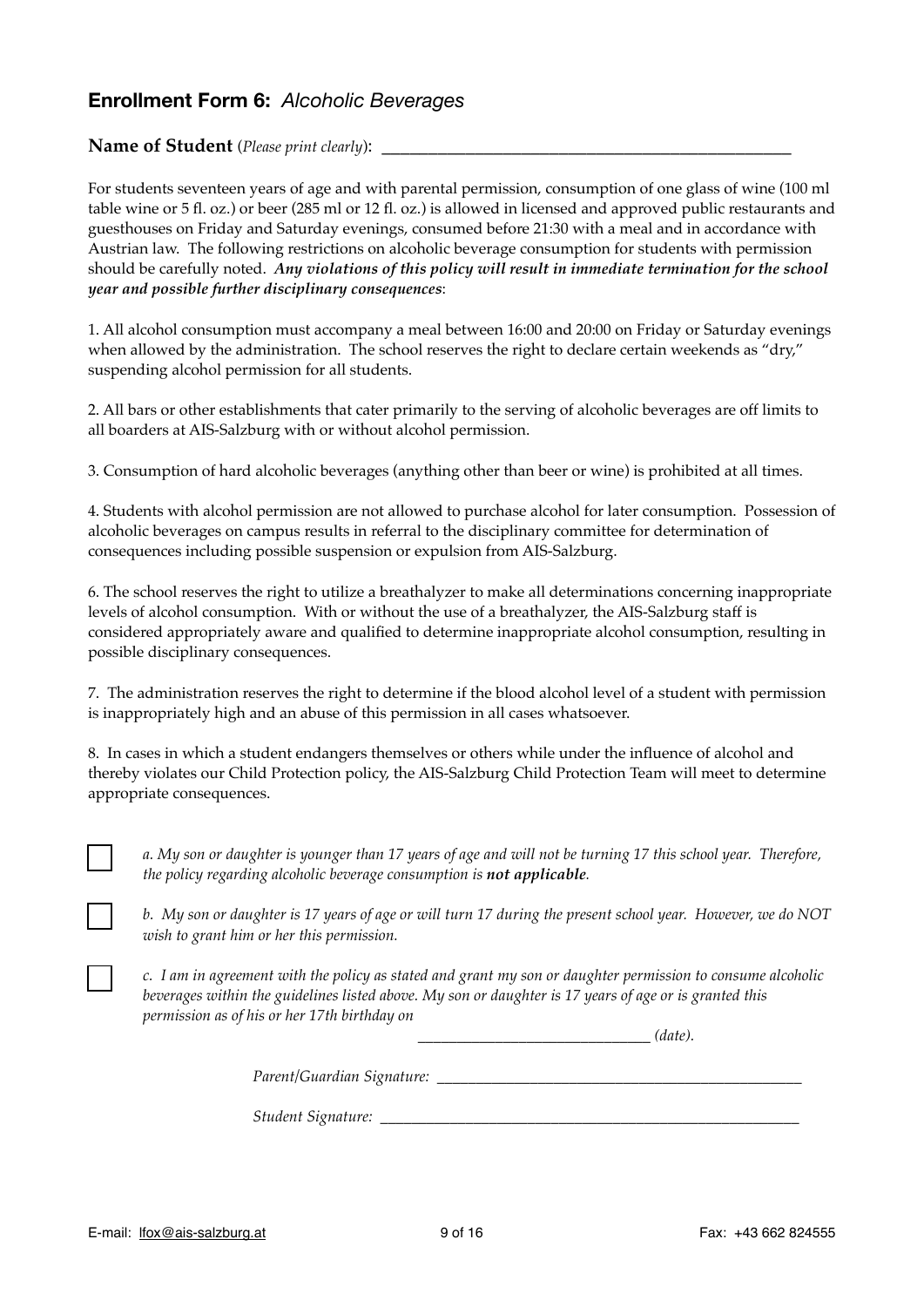## **Enrollment Form 6:** *Alcoholic Beverages*

**Name of Student** (*Please print clearly*): ___________________________________________

For students seventeen years of age and with parental permission, consumption of one glass of wine (100 ml table wine or 5 fl. oz.) or beer (285 ml or 12 fl. oz.) is allowed in licensed and approved public restaurants and guesthouses on Friday and Saturday evenings, consumed before 21:30 with a meal and in accordance with Austrian law. The following restrictions on alcoholic beverage consumption for students with permission should be carefully noted. ***Any violations of this policy will result in immediate termination for the school year and possible further disciplinary consequences***:

1. All alcohol consumption must accompany a meal between 16:00 and 20:00 on Friday or Saturday evenings when allowed by the administration. The school reserves the right to declare certain weekends as "dry," suspending alcohol permission for all students.

2. All bars or other establishments that cater primarily to the serving of alcoholic beverages are off limits to all boarders at AIS-Salzburg with or without alcohol permission.

3. Consumption of hard alcoholic beverages (anything other than beer or wine) is prohibited at all times.

4. Students with alcohol permission are not allowed to purchase alcohol for later consumption. Possession of alcoholic beverages on campus results in referral to the disciplinary committee for determination of consequences including possible suspension or expulsion from AIS-Salzburg.

6. The school reserves the right to utilize a breathalyzer to make all determinations concerning inappropriate levels of alcohol consumption. With or without the use of a breathalyzer, the AIS-Salzburg staff is considered appropriately aware and qualified to determine inappropriate alcohol consumption, resulting in possible disciplinary consequences.

7. The administration reserves the right to determine if the blood alcohol level of a student with permission is inappropriately high and an abuse of this permission in all cases whatsoever.

8. In cases in which a student endangers themselves or others while under the influence of alcohol and thereby violates our Child Protection policy, the AIS-Salzburg Child Protection Team will meet to determine appropriate consequences.

☐ *a. My son or daughter is younger than 17 years of age and will not be turning 17 this school year. Therefore, the policy regarding alcoholic beverage consumption is* ***not applicable****.*

☐ *b. My son or daughter is 17 years of age or will turn 17 during the present school year. However, we do NOT wish to grant him or her this permission.*

☐ *c. I am in agreement with the policy as stated and grant my son or daughter permission to consume alcoholic beverages within the guidelines listed above. My son or daughter is 17 years of age or is granted this permission as of his or her 17th birthday on*

_____________________________ *(date).*

*Parent/Guardian Signature:* _______________________________________________

*Student Signature:* _______________________________________________________

E-mail: lfox@ais-salzburg.at Fax: +43 662 824555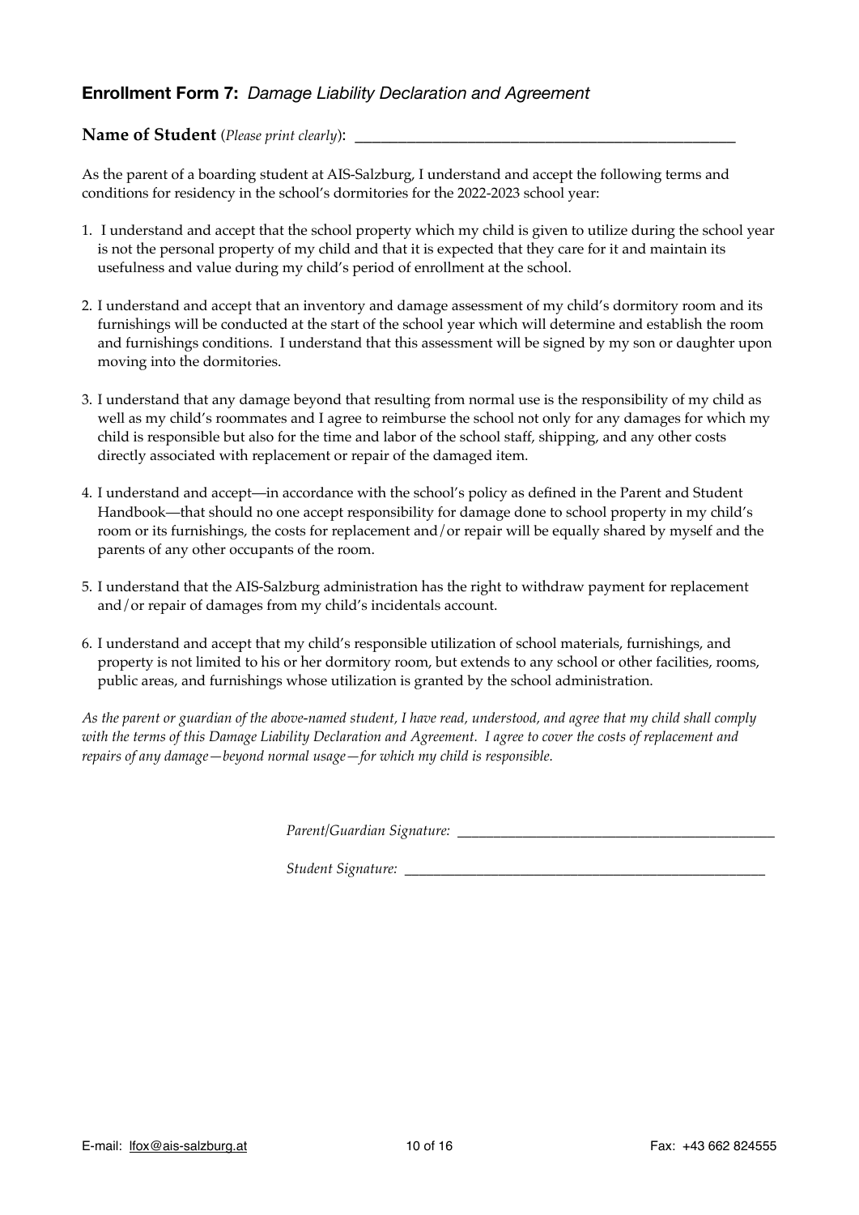## **Enrollment Form 7:** *Damage Liability Declaration and Agreement*

**Name of Student** (*Please print clearly*): ______________________________________________

As the parent of a boarding student at AIS-Salzburg, I understand and accept the following terms and conditions for residency in the school's dormitories for the 2022-2023 school year:

1. I understand and accept that the school property which my child is given to utilize during the school year is not the personal property of my child and that it is expected that they care for it and maintain its usefulness and value during my child's period of enrollment at the school.

2. I understand and accept that an inventory and damage assessment of my child's dormitory room and its furnishings will be conducted at the start of the school year which will determine and establish the room and furnishings conditions. I understand that this assessment will be signed by my son or daughter upon moving into the dormitories.

3. I understand that any damage beyond that resulting from normal use is the responsibility of my child as well as my child's roommates and I agree to reimburse the school not only for any damages for which my child is responsible but also for the time and labor of the school staff, shipping, and any other costs directly associated with replacement or repair of the damaged item.

4. I understand and accept—in accordance with the school's policy as defined in the Parent and Student Handbook—that should no one accept responsibility for damage done to school property in my child's room or its furnishings, the costs for replacement and/or repair will be equally shared by myself and the parents of any other occupants of the room.

5. I understand that the AIS-Salzburg administration has the right to withdraw payment for replacement and/or repair of damages from my child's incidentals account.

6. I understand and accept that my child's responsible utilization of school materials, furnishings, and property is not limited to his or her dormitory room, but extends to any school or other facilities, rooms, public areas, and furnishings whose utilization is granted by the school administration.

*As the parent or guardian of the above-named student, I have read, understood, and agree that my child shall comply with the terms of this Damage Liability Declaration and Agreement. I agree to cover the costs of replacement and repairs of any damage—beyond normal usage—for which my child is responsible.*

*Parent/Guardian Signature:* ____________________________________________

*Student Signature:* ___________________________________________________

E-mail: lfox@ais-salzburg.at

Fax: +43 662 824555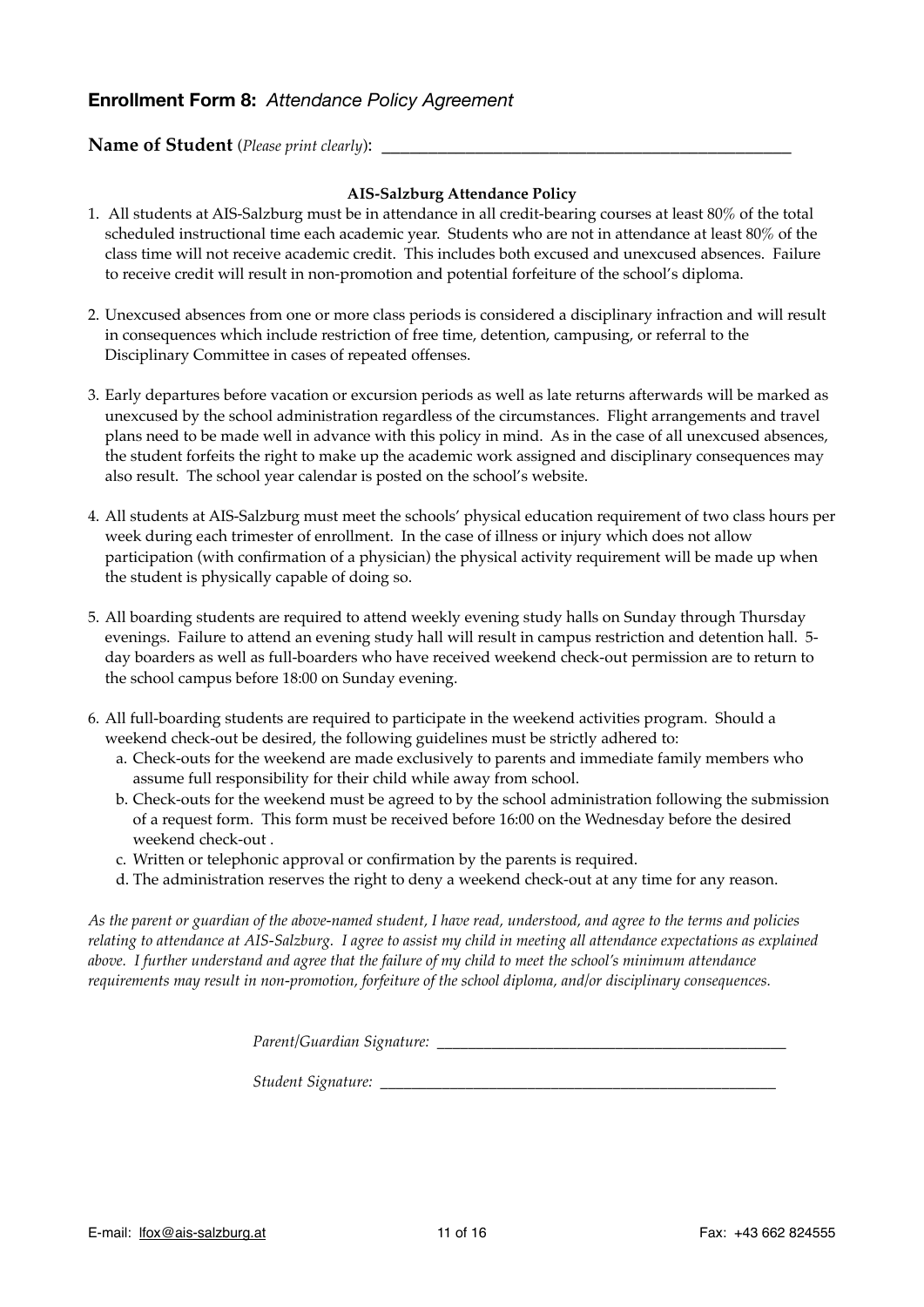## **Enrollment Form 8:** *Attendance Policy Agreement*

**Name of Student** (*Please print clearly*): ______________________________________________

**AIS-Salzburg Attendance Policy**

1. All students at AIS-Salzburg must be in attendance in all credit-bearing courses at least 80% of the total scheduled instructional time each academic year. Students who are not in attendance at least 80% of the class time will not receive academic credit. This includes both excused and unexcused absences. Failure to receive credit will result in non-promotion and potential forfeiture of the school's diploma.

2. Unexcused absences from one or more class periods is considered a disciplinary infraction and will result in consequences which include restriction of free time, detention, campusing, or referral to the Disciplinary Committee in cases of repeated offenses.

3. Early departures before vacation or excursion periods as well as late returns afterwards will be marked as unexcused by the school administration regardless of the circumstances. Flight arrangements and travel plans need to be made well in advance with this policy in mind. As in the case of all unexcused absences, the student forfeits the right to make up the academic work assigned and disciplinary consequences may also result. The school year calendar is posted on the school's website.

4. All students at AIS-Salzburg must meet the schools' physical education requirement of two class hours per week during each trimester of enrollment. In the case of illness or injury which does not allow participation (with confirmation of a physician) the physical activity requirement will be made up when the student is physically capable of doing so.

5. All boarding students are required to attend weekly evening study halls on Sunday through Thursday evenings. Failure to attend an evening study hall will result in campus restriction and detention hall. 5-day boarders as well as full-boarders who have received weekend check-out permission are to return to the school campus before 18:00 on Sunday evening.

6. All full-boarding students are required to participate in the weekend activities program. Should a weekend check-out be desired, the following guidelines must be strictly adhered to:
   a. Check-outs for the weekend are made exclusively to parents and immediate family members who assume full responsibility for their child while away from school.
   b. Check-outs for the weekend must be agreed to by the school administration following the submission of a request form. This form must be received before 16:00 on the Wednesday before the desired weekend check-out .
   c. Written or telephonic approval or confirmation by the parents is required.
   d. The administration reserves the right to deny a weekend check-out at any time for any reason.

*As the parent or guardian of the above-named student, I have read, understood, and agree to the terms and policies relating to attendance at AIS-Salzburg. I agree to assist my child in meeting all attendance expectations as explained above. I further understand and agree that the failure of my child to meet the school's minimum attendance requirements may result in non-promotion, forfeiture of the school diploma, and/or disciplinary consequences.*

*Parent/Guardian Signature:* ___________________________________________

*Student Signature:* ___________________________________________

E-mail: lfox@ais-salzburg.at

Fax: +43 662 824555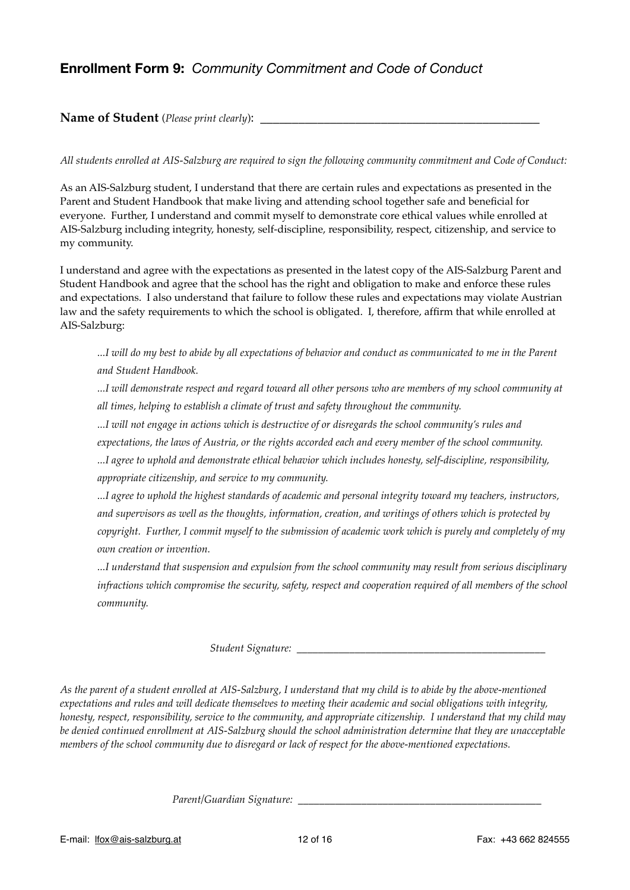## **Enrollment Form 9:** *Community Commitment and Code of Conduct*

**Name of Student** (*Please print clearly*): ______________________________________________

*All students enrolled at AIS-Salzburg are required to sign the following community commitment and Code of Conduct:*

As an AIS-Salzburg student, I understand that there are certain rules and expectations as presented in the Parent and Student Handbook that make living and attending school together safe and beneficial for everyone. Further, I understand and commit myself to demonstrate core ethical values while enrolled at AIS-Salzburg including integrity, honesty, self-discipline, responsibility, respect, citizenship, and service to my community.

I understand and agree with the expectations as presented in the latest copy of the AIS-Salzburg Parent and Student Handbook and agree that the school has the right and obligation to make and enforce these rules and expectations. I also understand that failure to follow these rules and expectations may violate Austrian law and the safety requirements to which the school is obligated. I, therefore, affirm that while enrolled at AIS-Salzburg:

> *...I will do my best to abide by all expectations of behavior and conduct as communicated to me in the Parent and Student Handbook.*
>
> *...I will demonstrate respect and regard toward all other persons who are members of my school community at all times, helping to establish a climate of trust and safety throughout the community.*
>
> *...I will not engage in actions which is destructive of or disregards the school community's rules and expectations, the laws of Austria, or the rights accorded each and every member of the school community.*
>
> *...I agree to uphold and demonstrate ethical behavior which includes honesty, self-discipline, responsibility, appropriate citizenship, and service to my community.*
>
> *...I agree to uphold the highest standards of academic and personal integrity toward my teachers, instructors, and supervisors as well as the thoughts, information, creation, and writings of others which is protected by copyright. Further, I commit myself to the submission of academic work which is purely and completely of my own creation or invention.*
>
> *...I understand that suspension and expulsion from the school community may result from serious disciplinary infractions which compromise the security, safety, respect and cooperation required of all members of the school community.*

*Student Signature:* ______________________________________________

*As the parent of a student enrolled at AIS-Salzburg, I understand that my child is to abide by the above-mentioned expectations and rules and will dedicate themselves to meeting their academic and social obligations with integrity, honesty, respect, responsibility, service to the community, and appropriate citizenship. I understand that my child may be denied continued enrollment at AIS-Salzburg should the school administration determine that they are unacceptable members of the school community due to disregard or lack of respect for the above-mentioned expectations.*

*Parent/Guardian Signature:* ______________________________________________

E-mail: lfox@ais-salzburg.at　　　　Fax: +43 662 824555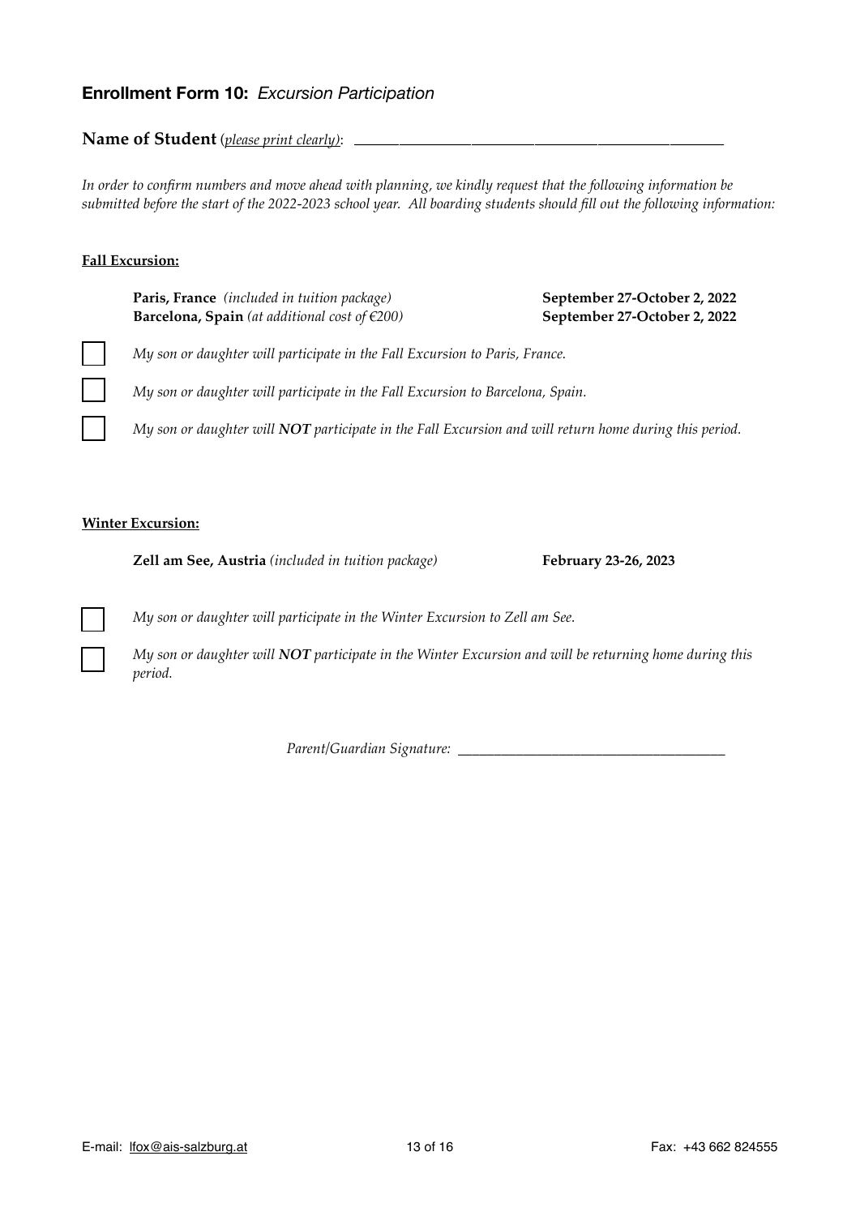## **Enrollment Form 10:** *Excursion Participation*

**Name of Student** (*please print clearly*): ____________________________________________

*In order to confirm numbers and move ahead with planning, we kindly request that the following information be submitted before the start of the 2022-2023 school year. All boarding students should fill out the following information:*

**Fall Excursion:**

**Paris, France** *(included in tuition package)* — **September 27-October 2, 2022**
**Barcelona, Spain** *(at additional cost of €200)* — **September 27-October 2, 2022**

- [ ] *My son or daughter will participate in the Fall Excursion to Paris, France.*
- [ ] *My son or daughter will participate in the Fall Excursion to Barcelona, Spain.*
- [ ] *My son or daughter will* ***NOT*** *participate in the Fall Excursion and will return home during this period.*

**Winter Excursion:**

**Zell am See, Austria** *(included in tuition package)* — **February 23-26, 2023**

- [ ] *My son or daughter will participate in the Winter Excursion to Zell am See.*
- [ ] *My son or daughter will* ***NOT*** *participate in the Winter Excursion and will be returning home during this period.*

*Parent/Guardian Signature:* ____________________________________

E-mail: lfox@ais-salzburg.at — Fax: +43 662 824555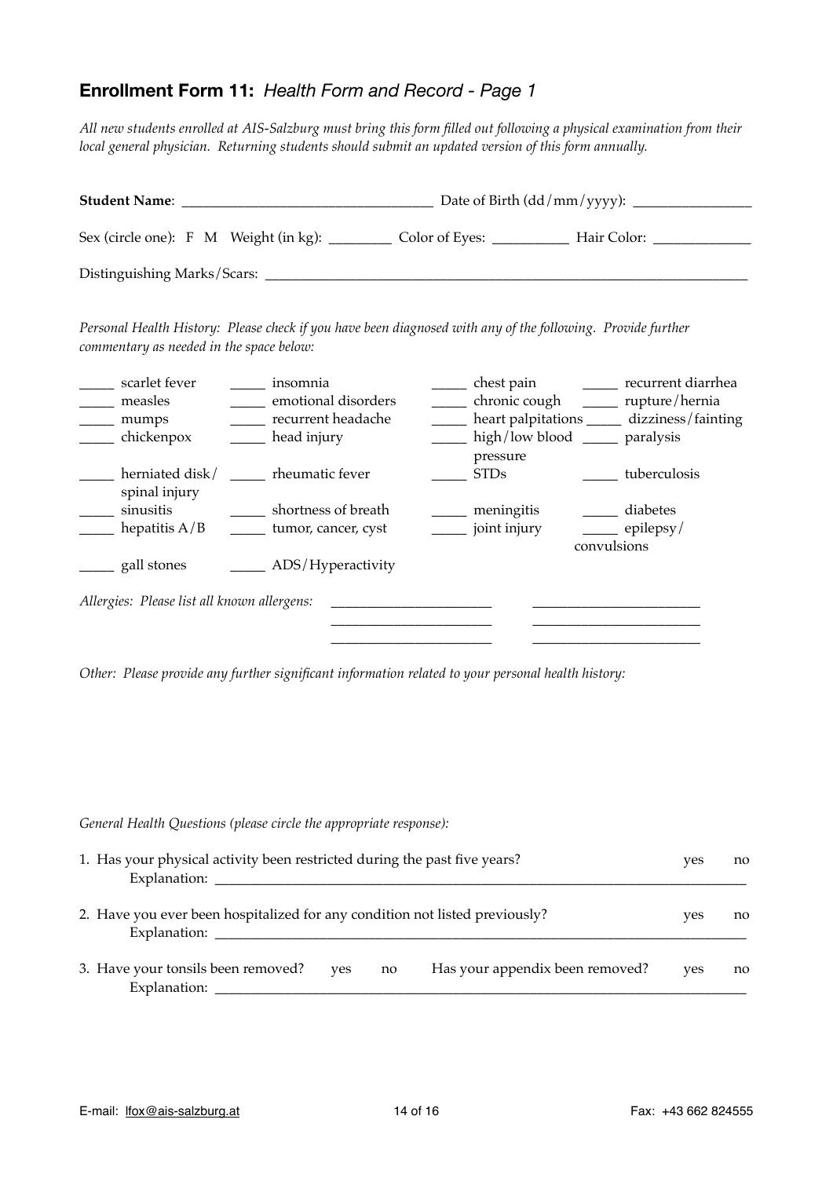## **Enrollment Form 11:** *Health Form and Record - Page 1*

*All new students enrolled at AIS-Salzburg must bring this form filled out following a physical examination from their local general physician. Returning students should submit an updated version of this form annually.*

**Student Name**: ___________________________________ Date of Birth (dd/mm/yyyy): ________________

Sex (circle one): F M Weight (in kg): _________ Color of Eyes: __________ Hair Color: _____________

Distinguishing Marks/Scars: ____________________________________________________________________

*Personal Health History: Please check if you have been diagnosed with any of the following. Provide further commentary as needed in the space below:*

| | | | |
|---|---|---|---|
| _____ scarlet fever | _____ insomnia | _____ chest pain | _____ recurrent diarrhea |
| _____ measles | _____ emotional disorders | _____ chronic cough | _____ rupture/hernia |
| _____ mumps | _____ recurrent headache | _____ heart palpitations | _____ dizziness/fainting |
| _____ chickenpox | _____ head injury | _____ high/low blood pressure | _____ paralysis |
| _____ herniated disk/ spinal injury | _____ rheumatic fever | _____ STDs | _____ tuberculosis |
| _____ sinusitis | _____ shortness of breath | _____ meningitis | _____ diabetes |
| _____ hepatitis A/B | _____ tumor, cancer, cyst | _____ joint injury | _____ epilepsy/ convulsions |
| _____ gall stones | _____ ADS/Hyperactivity | | |

*Allergies: Please list all known allergens:* ______________________ ______________________
______________________ ______________________
______________________ ______________________

*Other: Please provide any further significant information related to your personal health history:*

*General Health Questions (please circle the appropriate response):*

1. Has your physical activity been restricted during the past five years? yes no
   Explanation: ____________________________________________________________________________

2. Have you ever been hospitalized for any condition not listed previously? yes no
   Explanation: ____________________________________________________________________________

3. Have your tonsils been removed? yes no Has your appendix been removed? yes no
   Explanation: ____________________________________________________________________________

E-mail: lfox@ais-salzburg.at Fax: +43 662 824555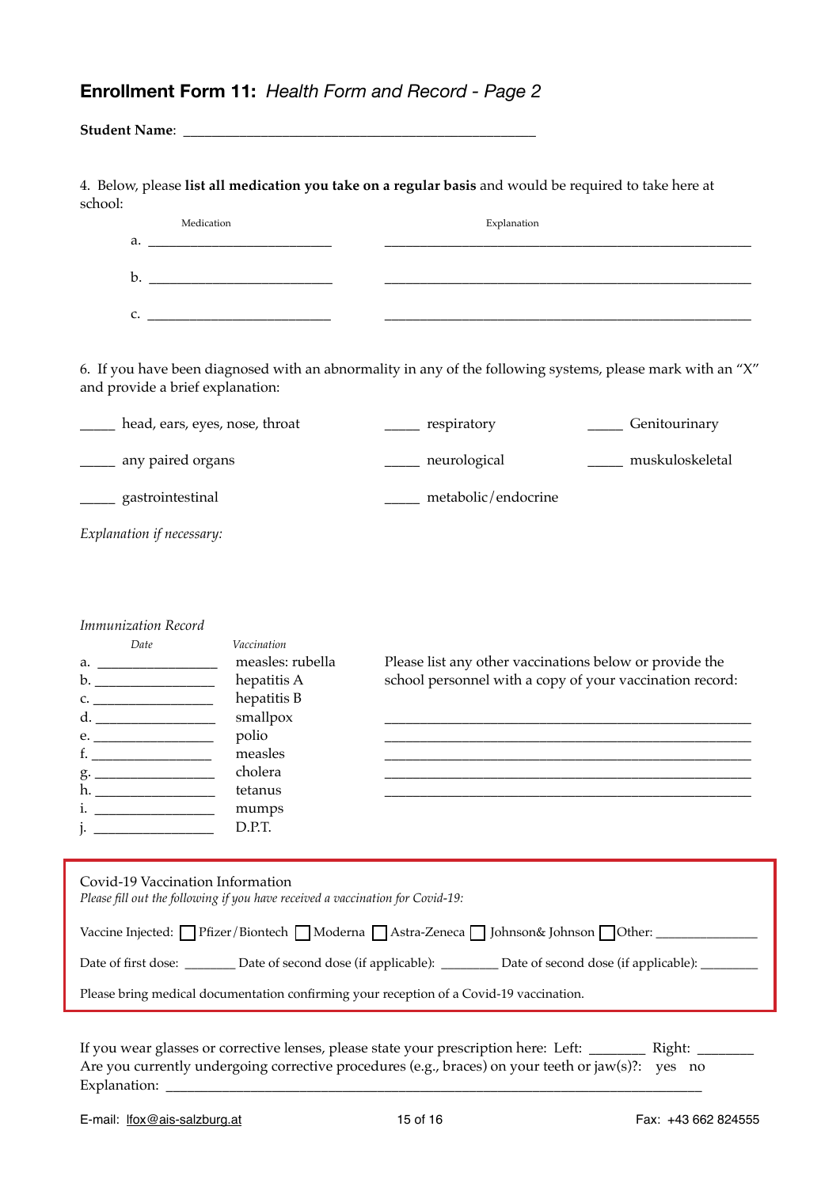## **Enrollment Form 11:** *Health Form and Record - Page 2*

**Student Name**: ________________________________________________

4. Below, please **list all medication you take on a regular basis** and would be required to take here at school:

| | Medication | Explanation |
|---|---|---|
| a. | ___________________________ | ______________________________________________________ |
| b. | ___________________________ | ______________________________________________________ |
| c. | ___________________________ | ______________________________________________________ |

6. If you have been diagnosed with an abnormality in any of the following systems, please mark with an "X" and provide a brief explanation:

_____ head, ears, eyes, nose, throat  
_____ respiratory  
_____ Genitourinary  
_____ any paired organs  
_____ neurological  
_____ muskuloskeletal  
_____ gastrointestinal  
_____ metabolic/endocrine

*Explanation if necessary:*

*Immunization Record*

| | *Date* | *Vaccination* |
|---|---|---|
| a. | _________________ | measles: rubella |
| b. | _________________ | hepatitis A |
| c. | _________________ | hepatitis B |
| d. | _________________ | smallpox |
| e. | _________________ | polio |
| f. | _________________ | measles |
| g. | _________________ | cholera |
| h. | _________________ | tetanus |
| i. | _________________ | mumps |
| j. | _________________ | D.P.T. |

Please list any other vaccinations below or provide the school personnel with a copy of your vaccination record:

______________________________________________________  
______________________________________________________  
______________________________________________________  
______________________________________________________  
______________________________________________________

Covid-19 Vaccination Information  
*Please fill out the following if you have received a vaccination for Covid-19:*

Vaccine Injected: ☐ Pfizer/Biontech ☐ Moderna ☐ Astra-Zeneca ☐ Johnson& Johnson ☐ Other: _______________

Date of first dose: ________ Date of second dose (if applicable): _________ Date of second dose (if applicable): _________

Please bring medical documentation confirming your reception of a Covid-19 vaccination.

If you wear glasses or corrective lenses, please state your prescription here: Left: ________ Right: ________  
Are you currently undergoing corrective procedures (e.g., braces) on your teeth or jaw(s)?: yes no  
Explanation: ______________________________________________________________________________

E-mail: lfox@ais-salzburg.at Fax: +43 662 824555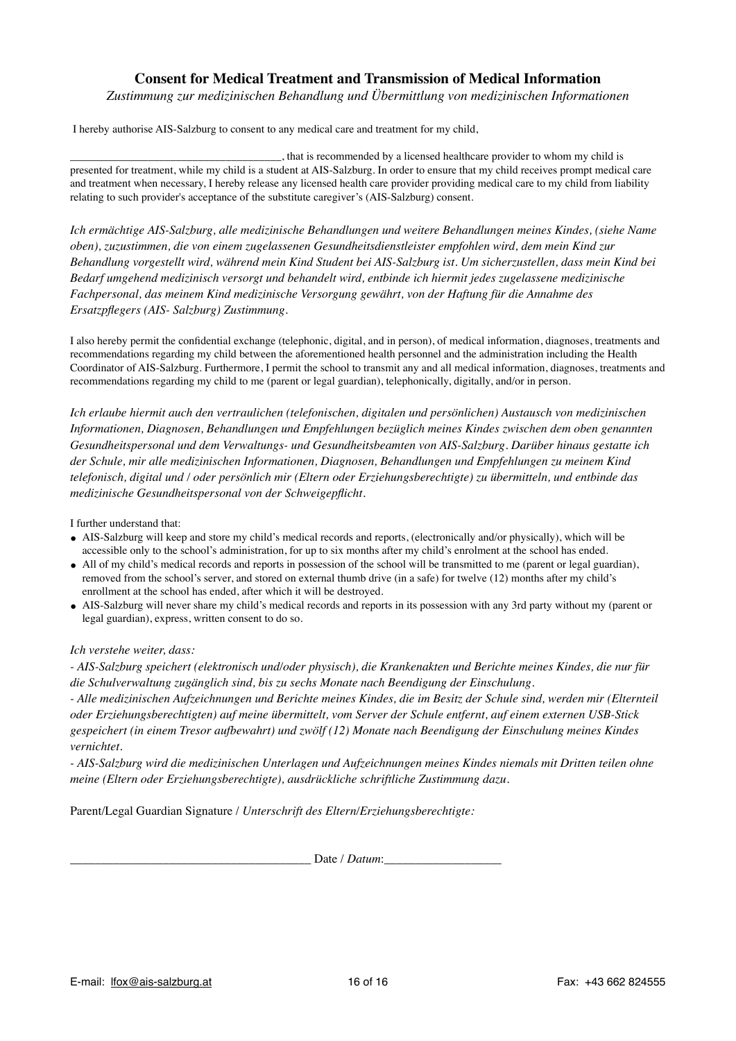## Consent for Medical Treatment and Transmission of Medical Information

*Zustimmung zur medizinischen Behandlung und Übermittlung von medizinischen Informationen*

I hereby authorise AIS-Salzburg to consent to any medical care and treatment for my child,

_____________________________________, that is recommended by a licensed healthcare provider to whom my child is presented for treatment, while my child is a student at AIS-Salzburg. In order to ensure that my child receives prompt medical care and treatment when necessary, I hereby release any licensed health care provider providing medical care to my child from liability relating to such provider's acceptance of the substitute caregiver's (AIS-Salzburg) consent.

*Ich ermächtige AIS-Salzburg, alle medizinische Behandlungen und weitere Behandlungen meines Kindes, (siehe Name oben), zuzustimmen, die von einem zugelassenen Gesundheitsdienstleister empfohlen wird, dem mein Kind zur Behandlung vorgestellt wird, während mein Kind Student bei AIS-Salzburg ist. Um sicherzustellen, dass mein Kind bei Bedarf umgehend medizinisch versorgt und behandelt wird, entbinde ich hiermit jedes zugelassene medizinische Fachpersonal, das meinem Kind medizinische Versorgung gewährt, von der Haftung für die Annahme des Ersatzpflegers (AIS- Salzburg) Zustimmung.*

I also hereby permit the confidential exchange (telephonic, digital, and in person), of medical information, diagnoses, treatments and recommendations regarding my child between the aforementioned health personnel and the administration including the Health Coordinator of AIS-Salzburg. Furthermore, I permit the school to transmit any and all medical information, diagnoses, treatments and recommendations regarding my child to me (parent or legal guardian), telephonically, digitally, and/or in person.

*Ich erlaube hiermit auch den vertraulichen (telefonischen, digitalen und persönlichen) Austausch von medizinischen Informationen, Diagnosen, Behandlungen und Empfehlungen bezüglich meines Kindes zwischen dem oben genannten Gesundheitspersonal und dem Verwaltungs- und Gesundheitsbeamten von AIS-Salzburg. Darüber hinaus gestatte ich der Schule, mir alle medizinischen Informationen, Diagnosen, Behandlungen und Empfehlungen zu meinem Kind telefonisch, digital und / oder persönlich mir (Eltern oder Erziehungsberechtigte) zu übermitteln, und entbinde das medizinische Gesundheitspersonal von der Schweigepflicht.*

I further understand that:

- AIS-Salzburg will keep and store my child's medical records and reports, (electronically and/or physically), which will be accessible only to the school's administration, for up to six months after my child's enrolment at the school has ended.
- All of my child's medical records and reports in possession of the school will be transmitted to me (parent or legal guardian), removed from the school's server, and stored on external thumb drive (in a safe) for twelve (12) months after my child's enrollment at the school has ended, after which it will be destroyed.
- AIS-Salzburg will never share my child's medical records and reports in its possession with any 3rd party without my (parent or legal guardian), express, written consent to do so.

*Ich verstehe weiter, dass:*

*- AIS-Salzburg speichert (elektronisch und/oder physisch), die Krankenakten und Berichte meines Kindes, die nur für die Schulverwaltung zugänglich sind, bis zu sechs Monate nach Beendigung der Einschulung.*

*- Alle medizinischen Aufzeichnungen und Berichte meines Kindes, die im Besitz der Schule sind, werden mir (Elternteil oder Erziehungsberechtigten) auf meine übermittelt, vom Server der Schule entfernt, auf einem externen USB-Stick gespeichert (in einem Tresor aufbewahrt) und zwölf (12) Monate nach Beendigung der Einschulung meines Kindes vernichtet.*

*- AIS-Salzburg wird die medizinischen Unterlagen und Aufzeichnungen meines Kindes niemals mit Dritten teilen ohne meine (Eltern oder Erziehungsberechtigte), ausdrückliche schriftliche Zustimmung dazu.*

Parent/Legal Guardian Signature / *Unterschrift des Eltern/Erziehungsberechtigte:*

________________________________________ Date / *Datum*:___________________

E-mail: lfox@ais-salzburg.at

Fax: +43 662 824555